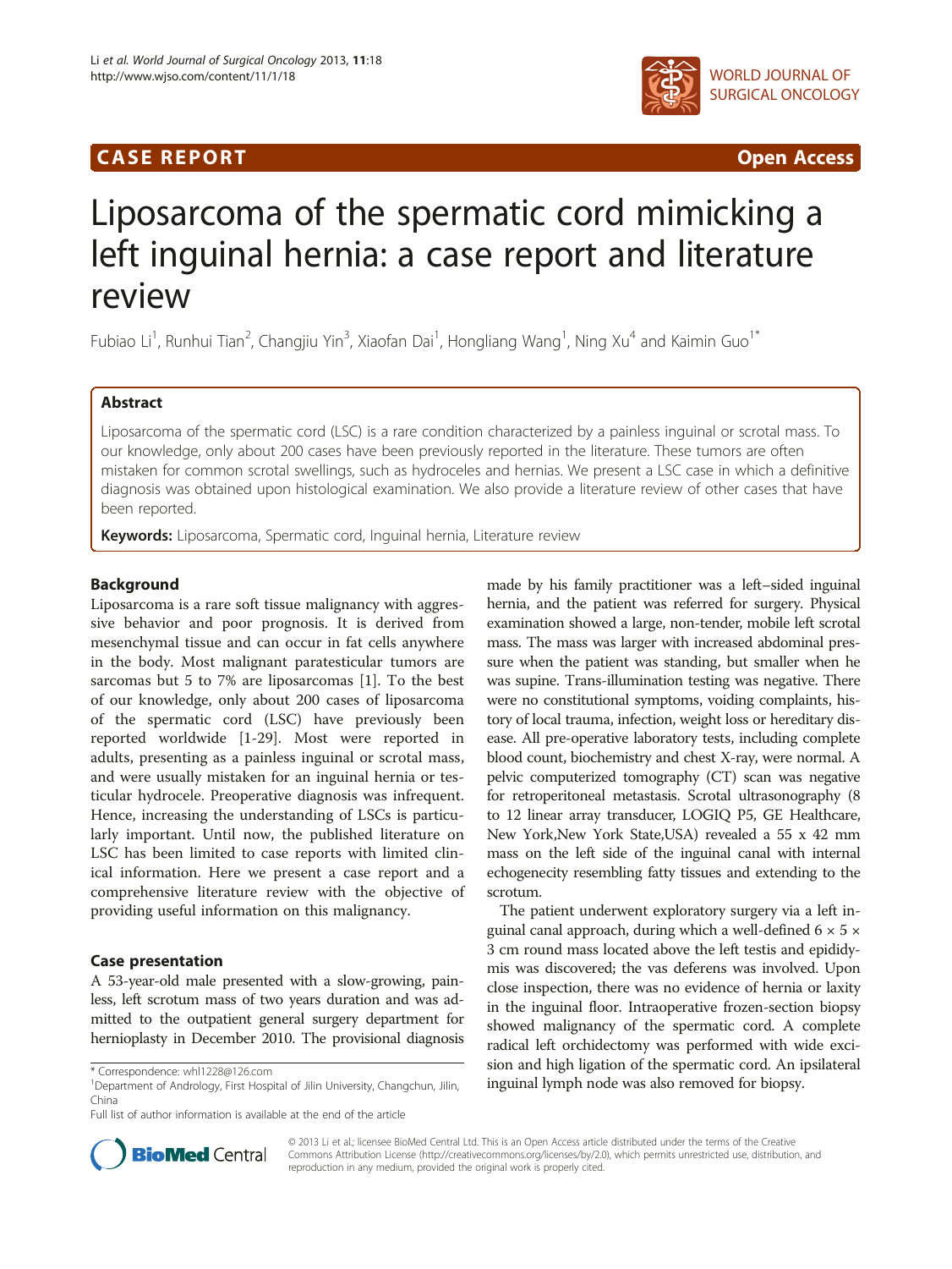CASE REPORT Open Access

# Liposarcoma of the spermatic cord mimicking a left inguinal hernia: a case report and literature review

Fubiao Li[1], Runhui Tian[2], Changjiu Yin[3], Xiaofan Dai[1], Hongliang Wang[1], Ning Xu[4] and Kaimin Guo[1*]

## Abstract

Liposarcoma of the spermatic cord (LSC) is a rare condition characterized by a painless inguinal or scrotal mass. To our knowledge, only about 200 cases have been previously reported in the literature. These tumors are often mistaken for common scrotal swellings, such as hydroceles and hernias. We present a LSC case in which a definitive diagnosis was obtained upon histological examination. We also provide a literature review of other cases that have been reported.

**Keywords:** Liposarcoma, Spermatic cord, Inguinal hernia, Literature review

## Background

Liposarcoma is a rare soft tissue malignancy with aggressive behavior and poor prognosis. It is derived from mesenchymal tissue and can occur in fat cells anywhere in the body. Most malignant paratesticular tumors are sarcomas but 5 to 7% are liposarcomas [1]. To the best of our knowledge, only about 200 cases of liposarcoma of the spermatic cord (LSC) have previously been reported worldwide [1-29]. Most were reported in adults, presenting as a painless inguinal or scrotal mass, and were usually mistaken for an inguinal hernia or testicular hydrocele. Preoperative diagnosis was infrequent. Hence, increasing the understanding of LSCs is particularly important. Until now, the published literature on LSC has been limited to case reports with limited clinical information. Here we present a case report and a comprehensive literature review with the objective of providing useful information on this malignancy.

## Case presentation

A 53-year-old male presented with a slow-growing, painless, left scrotum mass of two years duration and was admitted to the outpatient general surgery department for hernioplasty in December 2010. The provisional diagnosis made by his family practitioner was a left–sided inguinal hernia, and the patient was referred for surgery. Physical examination showed a large, non-tender, mobile left scrotal mass. The mass was larger with increased abdominal pressure when the patient was standing, but smaller when he was supine. Trans-illumination testing was negative. There were no constitutional symptoms, voiding complaints, history of local trauma, infection, weight loss or hereditary disease. All pre-operative laboratory tests, including complete blood count, biochemistry and chest X-ray, were normal. A pelvic computerized tomography (CT) scan was negative for retroperitoneal metastasis. Scrotal ultrasonography (8 to 12 linear array transducer, LOGIQ P5, GE Healthcare, New York,New York State,USA) revealed a 55 x 42 mm mass on the left side of the inguinal canal with internal echogenecity resembling fatty tissues and extending to the scrotum.

The patient underwent exploratory surgery via a left inguinal canal approach, during which a well-defined 6 × 5 × 3 cm round mass located above the left testis and epididymis was discovered; the vas deferens was involved. Upon close inspection, there was no evidence of hernia or laxity in the inguinal floor. Intraoperative frozen-section biopsy showed malignancy of the spermatic cord. A complete radical left orchidectomy was performed with wide excision and high ligation of the spermatic cord. An ipsilateral inguinal lymph node was also removed for biopsy.

\* Correspondence: whl1228@126.com
[1]Department of Andrology, First Hospital of Jilin University, Changchun, Jilin, China
Full list of author information is available at the end of the article

© 2013 Li et al.; licensee BioMed Central Ltd. This is an Open Access article distributed under the terms of the Creative Commons Attribution License (http://creativecommons.org/licenses/by/2.0), which permits unrestricted use, distribution, and reproduction in any medium, provided the original work is properly cited.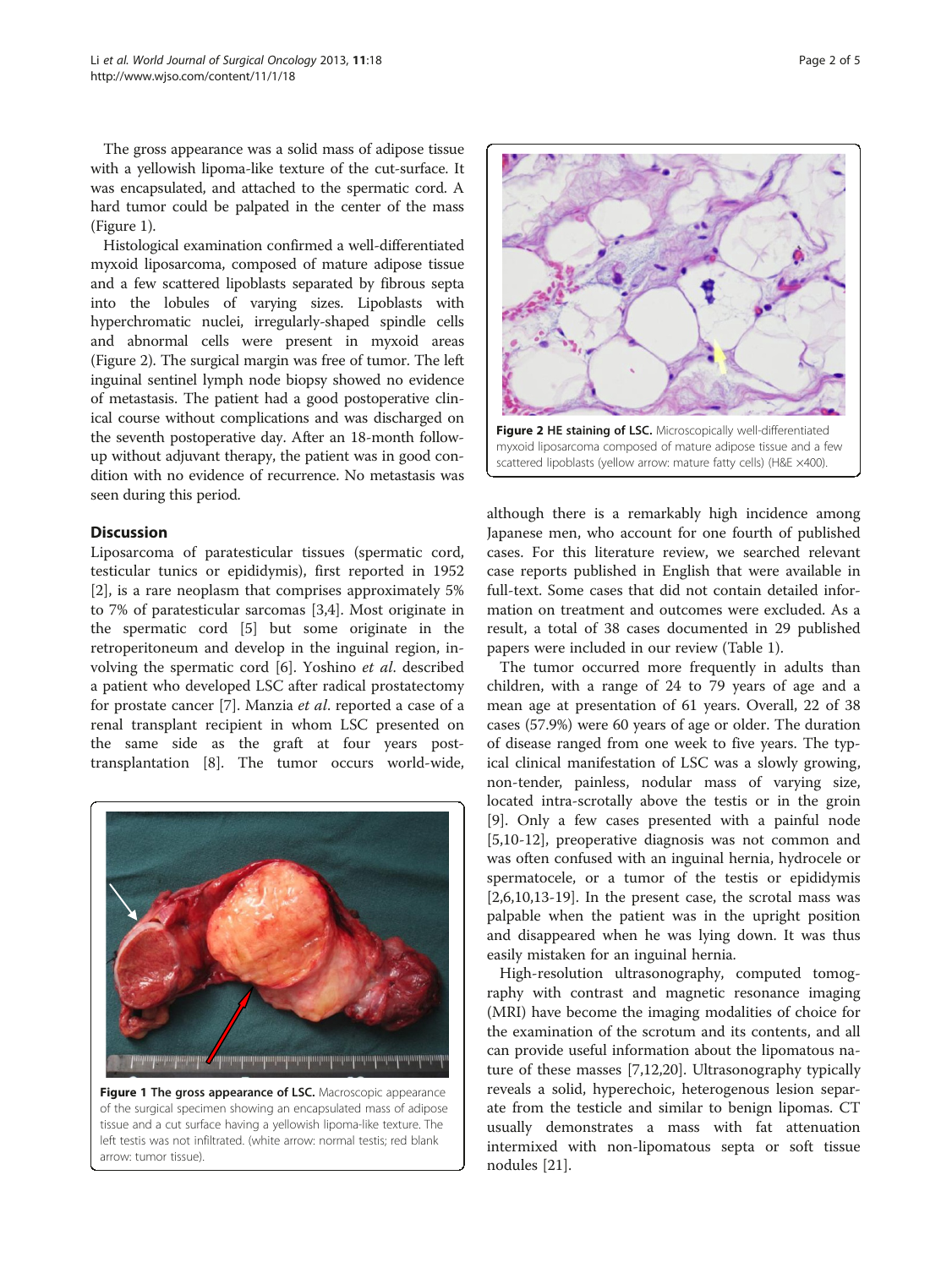The gross appearance was a solid mass of adipose tissue with a yellowish lipoma-like texture of the cut-surface. It was encapsulated, and attached to the spermatic cord. A hard tumor could be palpated in the center of the mass (Figure 1).

Histological examination confirmed a well-differentiated myxoid liposarcoma, composed of mature adipose tissue and a few scattered lipoblasts separated by fibrous septa into the lobules of varying sizes. Lipoblasts with hyperchromatic nuclei, irregularly-shaped spindle cells and abnormal cells were present in myxoid areas (Figure 2). The surgical margin was free of tumor. The left inguinal sentinel lymph node biopsy showed no evidence of metastasis. The patient had a good postoperative clinical course without complications and was discharged on the seventh postoperative day. After an 18-month follow-up without adjuvant therapy, the patient was in good condition with no evidence of recurrence. No metastasis was seen during this period.

## Discussion

Liposarcoma of paratesticular tissues (spermatic cord, testicular tunics or epididymis), first reported in 1952 [2], is a rare neoplasm that comprises approximately 5% to 7% of paratesticular sarcomas [3,4]. Most originate in the spermatic cord [5] but some originate in the retroperitoneum and develop in the inguinal region, involving the spermatic cord [6]. Yoshino *et al*. described a patient who developed LSC after radical prostatectomy for prostate cancer [7]. Manzia *et al*. reported a case of a renal transplant recipient in whom LSC presented on the same side as the graft at four years post-transplantation [8]. The tumor occurs world-wide, although there is a remarkably high incidence among Japanese men, who account for one fourth of published cases. For this literature review, we searched relevant case reports published in English that were available in full-text. Some cases that did not contain detailed information on treatment and outcomes were excluded. As a result, a total of 38 cases documented in 29 published papers were included in our review (Table 1).

**Figure 1 The gross appearance of LSC.** Macroscopic appearance of the surgical specimen showing an encapsulated mass of adipose tissue and a cut surface having a yellowish lipoma-like texture. The left testis was not infiltrated. (white arrow: normal testis; red blank arrow: tumor tissue).

**Figure 2 HE staining of LSC.** Microscopically well-differentiated myxoid liposarcoma composed of mature adipose tissue and a few scattered lipoblasts (yellow arrow: mature fatty cells) (H&E ×400).

The tumor occurred more frequently in adults than children, with a range of 24 to 79 years of age and a mean age at presentation of 61 years. Overall, 22 of 38 cases (57.9%) were 60 years of age or older. The duration of disease ranged from one week to five years. The typical clinical manifestation of LSC was a slowly growing, non-tender, painless, nodular mass of varying size, located intra-scrotally above the testis or in the groin [9]. Only a few cases presented with a painful node [5,10-12], preoperative diagnosis was not common and was often confused with an inguinal hernia, hydrocele or spermatocele, or a tumor of the testis or epididymis [2,6,10,13-19]. In the present case, the scrotal mass was palpable when the patient was in the upright position and disappeared when he was lying down. It was thus easily mistaken for an inguinal hernia.

High-resolution ultrasonography, computed tomography with contrast and magnetic resonance imaging (MRI) have become the imaging modalities of choice for the examination of the scrotum and its contents, and all can provide useful information about the lipomatous nature of these masses [7,12,20]. Ultrasonography typically reveals a solid, hyperechoic, heterogenous lesion separate from the testicle and similar to benign lipomas. CT usually demonstrates a mass with fat attenuation intermixed with non-lipomatous septa or soft tissue nodules [21].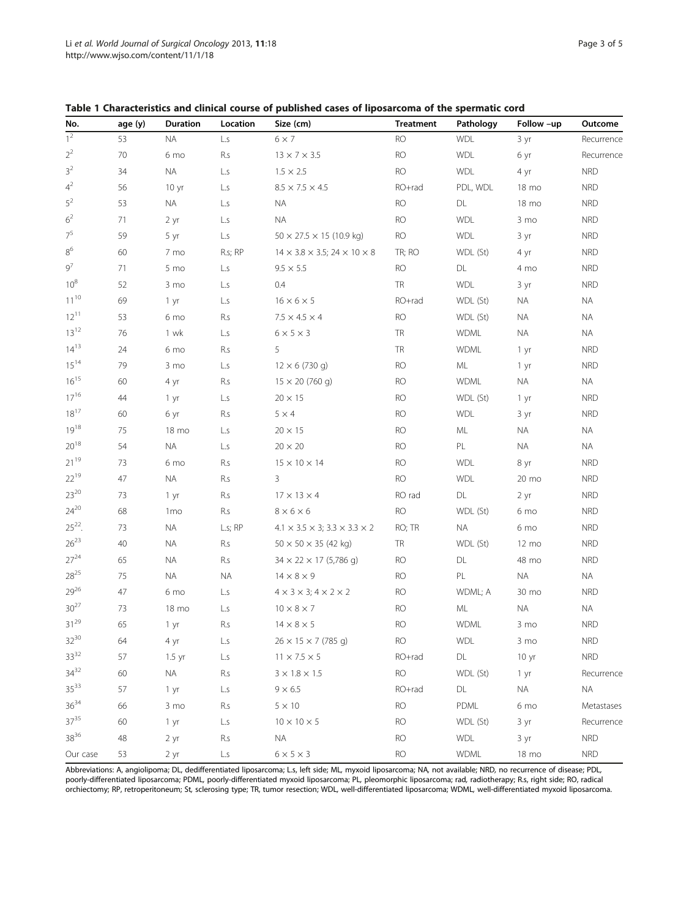**Table 1 Characteristics and clinical course of published cases of liposarcoma of the spermatic cord**

| No. | age (y) | Duration | Location | Size (cm) | Treatment | Pathology | Follow –up | Outcome |
|---|---|---|---|---|---|---|---|---|
| 1[2] | 53 | NA | L.s | 6 × 7 | RO | WDL | 3 yr | Recurrence |
| 2[2] | 70 | 6 mo | R.s | 13 × 7 × 3.5 | RO | WDL | 6 yr | Recurrence |
| 3[2] | 34 | NA | L.s | 1.5 × 2.5 | RO | WDL | 4 yr | NRD |
| 4[2] | 56 | 10 yr | L.s | 8.5 × 7.5 × 4.5 | RO+rad | PDL, WDL | 18 mo | NRD |
| 5[2] | 53 | NA | L.s | NA | RO | DL | 18 mo | NRD |
| 6[2] | 71 | 2 yr | L.s | NA | RO | WDL | 3 mo | NRD |
| 7[5] | 59 | 5 yr | L.s | 50 × 27.5 × 15 (10.9 kg) | RO | WDL | 3 yr | NRD |
| 8[6] | 60 | 7 mo | R.s; RP | 14 × 3.8 × 3.5; 24 × 10 × 8 | TR; RO | WDL (St) | 4 yr | NRD |
| 9[7] | 71 | 5 mo | L.s | 9.5 × 5.5 | RO | DL | 4 mo | NRD |
| 10[8] | 52 | 3 mo | L.s | 0.4 | TR | WDL | 3 yr | NRD |
| 11[10] | 69 | 1 yr | L.s | 16 × 6 × 5 | RO+rad | WDL (St) | NA | NA |
| 12[11] | 53 | 6 mo | R.s | 7.5 × 4.5 × 4 | RO | WDL (St) | NA | NA |
| 13[12] | 76 | 1 wk | L.s | 6 × 5 × 3 | TR | WDML | NA | NA |
| 14[13] | 24 | 6 mo | R.s | 5 | TR | WDML | 1 yr | NRD |
| 15[14] | 79 | 3 mo | L.s | 12 × 6 (730 g) | RO | ML | 1 yr | NRD |
| 16[15] | 60 | 4 yr | R.s | 15 × 20 (760 g) | RO | WDML | NA | NA |
| 17[16] | 44 | 1 yr | L.s | 20 × 15 | RO | WDL (St) | 1 yr | NRD |
| 18[17] | 60 | 6 yr | R.s | 5 × 4 | RO | WDL | 3 yr | NRD |
| 19[18] | 75 | 18 mo | L.s | 20 × 15 | RO | ML | NA | NA |
| 20[18] | 54 | NA | L.s | 20 × 20 | RO | PL | NA | NA |
| 21[19] | 73 | 6 mo | R.s | 15 × 10 × 14 | RO | WDL | 8 yr | NRD |
| 22[19] | 47 | NA | R.s | 3 | RO | WDL | 20 mo | NRD |
| 23[20] | 73 | 1 yr | R.s | 17 × 13 × 4 | RO rad | DL | 2 yr | NRD |
| 24[20] | 68 | 1mo | R.s | 8 × 6 × 6 | RO | WDL (St) | 6 mo | NRD |
| 25[22]. | 73 | NA | L.s; RP | 4.1 × 3.5 × 3; 3.3 × 3.3 × 2 | RO; TR | NA | 6 mo | NRD |
| 26[23] | 40 | NA | R.s | 50 × 50 × 35 (42 kg) | TR | WDL (St) | 12 mo | NRD |
| 27[24] | 65 | NA | R.s | 34 × 22 × 17 (5,786 g) | RO | DL | 48 mo | NRD |
| 28[25] | 75 | NA | NA | 14 × 8 × 9 | RO | PL | NA | NA |
| 29[26] | 47 | 6 mo | L.s | 4 × 3 × 3; 4 × 2 × 2 | RO | WDML; A | 30 mo | NRD |
| 30[27] | 73 | 18 mo | L.s | 10 × 8 × 7 | RO | ML | NA | NA |
| 31[29] | 65 | 1 yr | R.s | 14 × 8 × 5 | RO | WDML | 3 mo | NRD |
| 32[30] | 64 | 4 yr | L.s | 26 × 15 × 7 (785 g) | RO | WDL | 3 mo | NRD |
| 33[32] | 57 | 1.5 yr | L.s | 11 × 7.5 × 5 | RO+rad | DL | 10 yr | NRD |
| 34[32] | 60 | NA | R.s | 3 × 1.8 × 1.5 | RO | WDL (St) | 1 yr | Recurrence |
| 35[33] | 57 | 1 yr | L.s | 9 × 6.5 | RO+rad | DL | NA | NA |
| 36[34] | 66 | 3 mo | R.s | 5 × 10 | RO | PDML | 6 mo | Metastases |
| 37[35] | 60 | 1 yr | L.s | 10 × 10 × 5 | RO | WDL (St) | 3 yr | Recurrence |
| 38[36] | 48 | 2 yr | R.s | NA | RO | WDL | 3 yr | NRD |
| Our case | 53 | 2 yr | L.s | 6 × 5 × 3 | RO | WDML | 18 mo | NRD |

Abbreviations: A, angiolipoma; DL, dedifferentiated liposarcoma; L.s, left side; ML, myxoid liposarcoma; NA, not available; NRD, no recurrence of disease; PDL, poorly-differentiated liposarcoma; PDML, poorly-differentiated myxoid liposarcoma; PL, pleomorphic liposarcoma; rad, radiotherapy; R.s, right side; RO, radical orchiectomy; RP, retroperitoneum; St, sclerosing type; TR, tumor resection; WDL, well-differentiated liposarcoma; WDML, well-differentiated myxoid liposarcoma.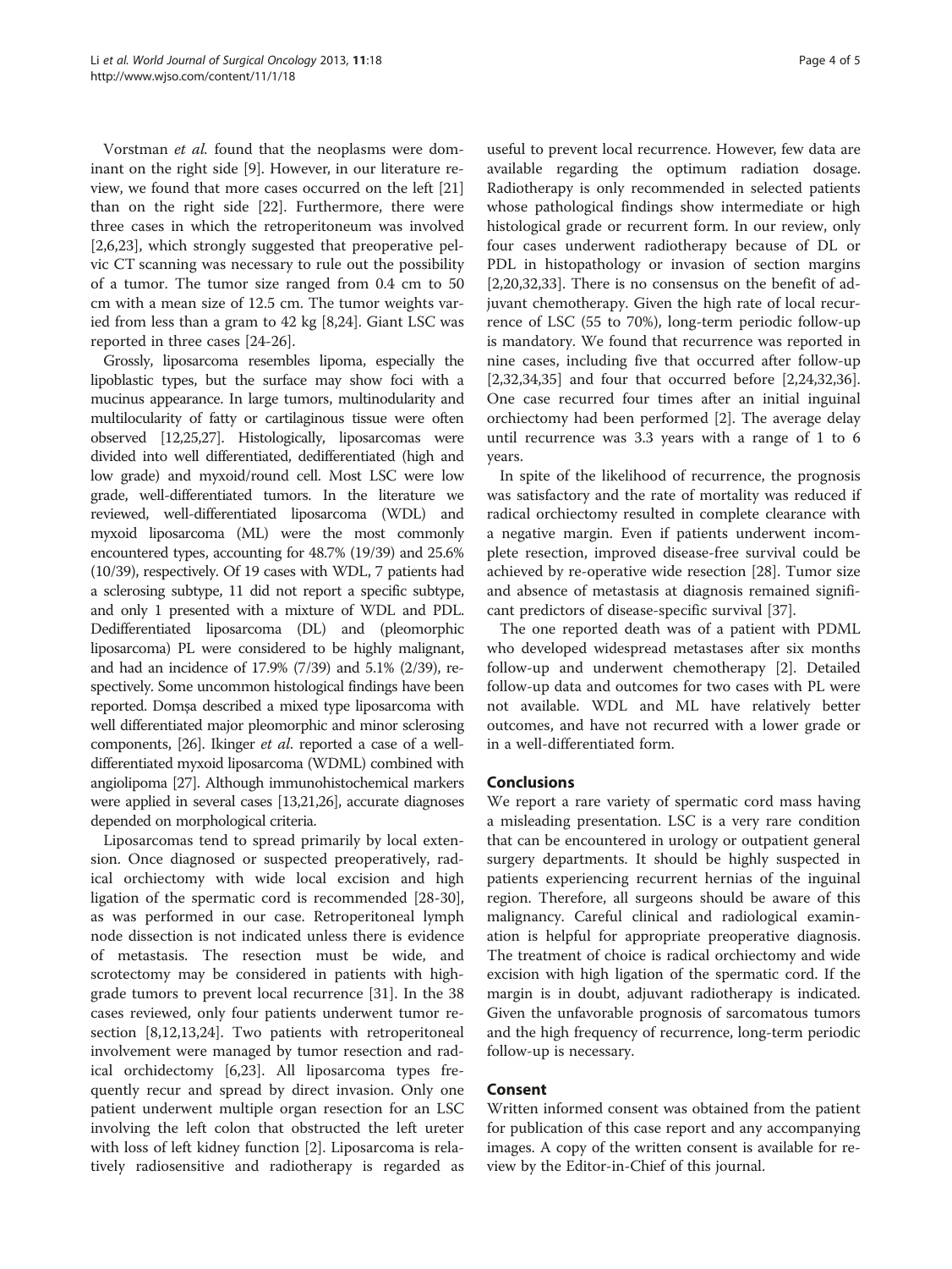Vorstman *et al.* found that the neoplasms were dominant on the right side [9]. However, in our literature review, we found that more cases occurred on the left [21] than on the right side [22]. Furthermore, there were three cases in which the retroperitoneum was involved [2,6,23], which strongly suggested that preoperative pelvic CT scanning was necessary to rule out the possibility of a tumor. The tumor size ranged from 0.4 cm to 50 cm with a mean size of 12.5 cm. The tumor weights varied from less than a gram to 42 kg [8,24]. Giant LSC was reported in three cases [24-26].

Grossly, liposarcoma resembles lipoma, especially the lipoblastic types, but the surface may show foci with a mucinus appearance. In large tumors, multinodularity and multilocularity of fatty or cartilaginous tissue were often observed [12,25,27]. Histologically, liposarcomas were divided into well differentiated, dedifferentiated (high and low grade) and myxoid/round cell. Most LSC were low grade, well-differentiated tumors. In the literature we reviewed, well-differentiated liposarcoma (WDL) and myxoid liposarcoma (ML) were the most commonly encountered types, accounting for 48.7% (19/39) and 25.6% (10/39), respectively. Of 19 cases with WDL, 7 patients had a sclerosing subtype, 11 did not report a specific subtype, and only 1 presented with a mixture of WDL and PDL. Dedifferentiated liposarcoma (DL) and (pleomorphic liposarcoma) PL were considered to be highly malignant, and had an incidence of 17.9% (7/39) and 5.1% (2/39), respectively. Some uncommon histological findings have been reported. Domșa described a mixed type liposarcoma with well differentiated major pleomorphic and minor sclerosing components, [26]. Ikinger *et al.* reported a case of a well-differentiated myxoid liposarcoma (WDML) combined with angiolipoma [27]. Although immunohistochemical markers were applied in several cases [13,21,26], accurate diagnoses depended on morphological criteria.

Liposarcomas tend to spread primarily by local extension. Once diagnosed or suspected preoperatively, radical orchiectomy with wide local excision and high ligation of the spermatic cord is recommended [28-30], as was performed in our case. Retroperitoneal lymph node dissection is not indicated unless there is evidence of metastasis. The resection must be wide, and scrotectomy may be considered in patients with high-grade tumors to prevent local recurrence [31]. In the 38 cases reviewed, only four patients underwent tumor resection [8,12,13,24]. Two patients with retroperitoneal involvement were managed by tumor resection and radical orchidectomy [6,23]. All liposarcoma types frequently recur and spread by direct invasion. Only one patient underwent multiple organ resection for an LSC involving the left colon that obstructed the left ureter with loss of left kidney function [2]. Liposarcoma is relatively radiosensitive and radiotherapy is regarded as useful to prevent local recurrence. However, few data are available regarding the optimum radiation dosage. Radiotherapy is only recommended in selected patients whose pathological findings show intermediate or high histological grade or recurrent form. In our review, only four cases underwent radiotherapy because of DL or PDL in histopathology or invasion of section margins [2,20,32,33]. There is no consensus on the benefit of adjuvant chemotherapy. Given the high rate of local recurrence of LSC (55 to 70%), long-term periodic follow-up is mandatory. We found that recurrence was reported in nine cases, including five that occurred after follow-up [2,32,34,35] and four that occurred before [2,24,32,36]. One case recurred four times after an initial inguinal orchiectomy had been performed [2]. The average delay until recurrence was 3.3 years with a range of 1 to 6 years.

In spite of the likelihood of recurrence, the prognosis was satisfactory and the rate of mortality was reduced if radical orchiectomy resulted in complete clearance with a negative margin. Even if patients underwent incomplete resection, improved disease-free survival could be achieved by re-operative wide resection [28]. Tumor size and absence of metastasis at diagnosis remained significant predictors of disease-specific survival [37].

The one reported death was of a patient with PDML who developed widespread metastases after six months follow-up and underwent chemotherapy [2]. Detailed follow-up data and outcomes for two cases with PL were not available. WDL and ML have relatively better outcomes, and have not recurred with a lower grade or in a well-differentiated form.

## Conclusions

We report a rare variety of spermatic cord mass having a misleading presentation. LSC is a very rare condition that can be encountered in urology or outpatient general surgery departments. It should be highly suspected in patients experiencing recurrent hernias of the inguinal region. Therefore, all surgeons should be aware of this malignancy. Careful clinical and radiological examination is helpful for appropriate preoperative diagnosis. The treatment of choice is radical orchiectomy and wide excision with high ligation of the spermatic cord. If the margin is in doubt, adjuvant radiotherapy is indicated. Given the unfavorable prognosis of sarcomatous tumors and the high frequency of recurrence, long-term periodic follow-up is necessary.

## Consent

Written informed consent was obtained from the patient for publication of this case report and any accompanying images. A copy of the written consent is available for review by the Editor-in-Chief of this journal.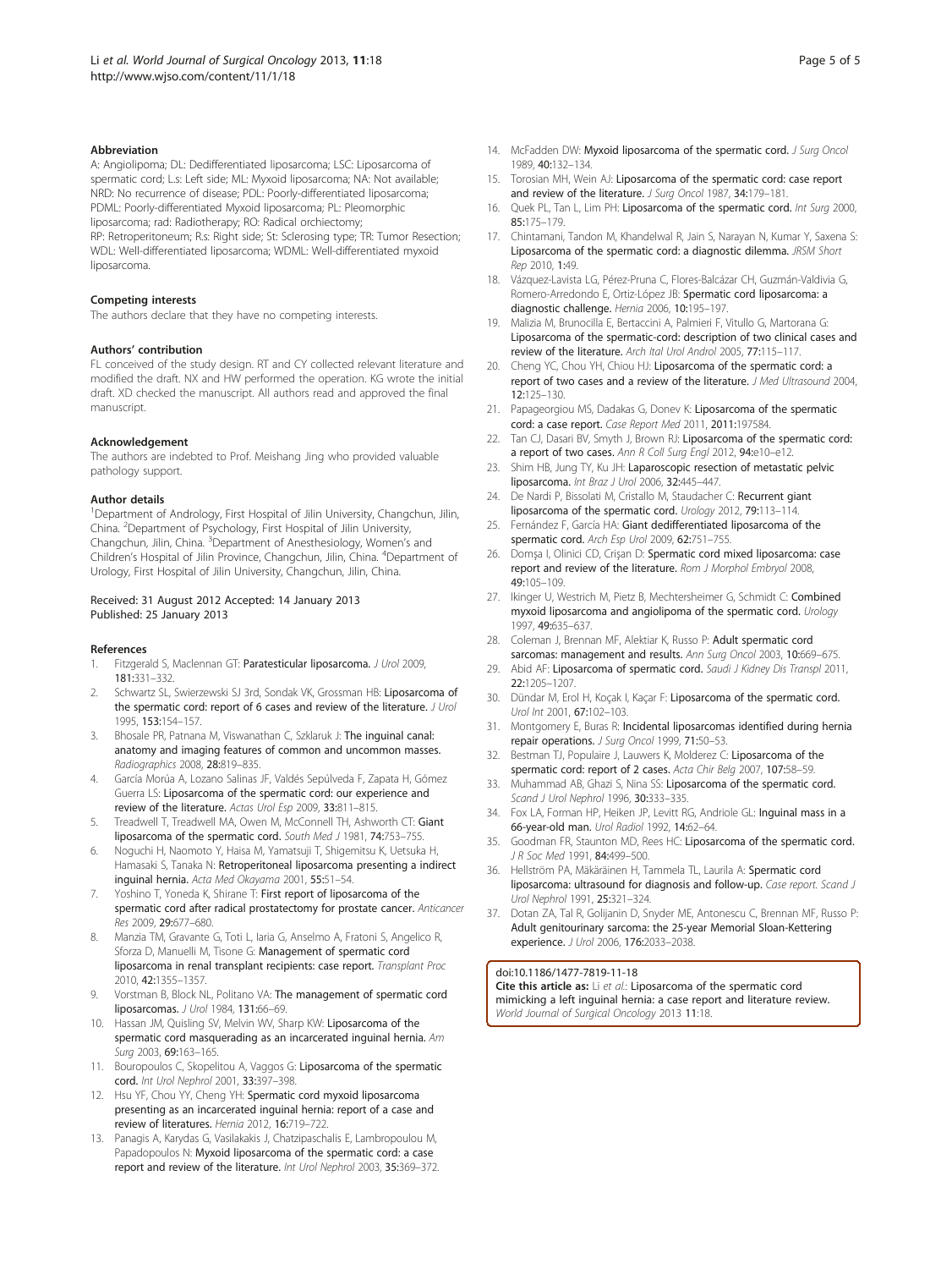#### Abbreviation

A: Angiolipoma; DL: Dedifferentiated liposarcoma; LSC: Liposarcoma of spermatic cord; L.s: Left side; ML: Myxoid liposarcoma; NA: Not available; NRD: No recurrence of disease; PDL: Poorly-differentiated liposarcoma; PDML: Poorly-differentiated Myxoid liposarcoma; PL: Pleomorphic liposarcoma; rad: Radiotherapy; RO: Radical orchiectomy; RP: Retroperitoneum; R.s: Right side; St: Sclerosing type; TR: Tumor Resection; WDL: Well-differentiated liposarcoma; WDML: Well-differentiated myxoid liposarcoma.

#### Competing interests

The authors declare that they have no competing interests.

#### Authors' contribution

FL conceived of the study design. RT and CY collected relevant literature and modified the draft. NX and HW performed the operation. KG wrote the initial draft. XD checked the manuscript. All authors read and approved the final manuscript.

#### Acknowledgement

The authors are indebted to Prof. Meishang Jing who provided valuable pathology support.

#### Author details

[1]Department of Andrology, First Hospital of Jilin University, Changchun, Jilin, China. [2]Department of Psychology, First Hospital of Jilin University, Changchun, Jilin, China. [3]Department of Anesthesiology, Women's and Children's Hospital of Jilin Province, Changchun, Jilin, China. [4]Department of Urology, First Hospital of Jilin University, Changchun, Jilin, China.

Received: 31 August 2012 Accepted: 14 January 2013
Published: 25 January 2013

#### References

1. Fitzgerald S, Maclennan GT: **Paratesticular liposarcoma.** *J Urol* 2009, **181:**331–332.
2. Schwartz SL, Swierzewski SJ 3rd, Sondak VK, Grossman HB: **Liposarcoma of the spermatic cord: report of 6 cases and review of the literature.** *J Urol* 1995, **153:**154–157.
3. Bhosale PR, Patnana M, Viswanathan C, Szklaruk J: **The inguinal canal: anatomy and imaging features of common and uncommon masses.** *Radiographics* 2008, **28:**819–835.
4. García Morúa A, Lozano Salinas JF, Valdés Sepúlveda F, Zapata H, Gómez Guerra LS: **Liposarcoma of the spermatic cord: our experience and review of the literature.** *Actas Urol Esp* 2009, **33:**811–815.
5. Treadwell T, Treadwell MA, Owen M, McConnell TH, Ashworth CT: **Giant liposarcoma of the spermatic cord.** *South Med J* 1981, **74:**753–755.
6. Noguchi H, Naomoto Y, Haisa M, Yamatsuji T, Shigemitsu K, Uetsuka H, Hamasaki S, Tanaka N: **Retroperitoneal liposarcoma presenting a indirect inguinal hernia.** *Acta Med Okayama* 2001, **55:**51–54.
7. Yoshino T, Yoneda K, Shirane T: **First report of liposarcoma of the spermatic cord after radical prostatectomy for prostate cancer.** *Anticancer Res* 2009, **29:**677–680.
8. Manzia TM, Gravante G, Toti L, Iaria G, Anselmo A, Fratoni S, Angelico R, Sforza D, Manuelli M, Tisone G: **Management of spermatic cord liposarcoma in renal transplant recipients: case report.** *Transplant Proc* 2010, **42:**1355–1357.
9. Vorstman B, Block NL, Politano VA: **The management of spermatic cord liposarcomas.** *J Urol* 1984, **131:**66–69.
10. Hassan JM, Quisling SV, Melvin WV, Sharp KW: **Liposarcoma of the spermatic cord masquerading as an incarcerated inguinal hernia.** *Am Surg* 2003, **69:**163–165.
11. Bouropoulos C, Skopelitou A, Vaggos G: **Liposarcoma of the spermatic cord.** *Int Urol Nephrol* 2001, **33:**397–398.
12. Hsu YF, Chou YY, Cheng YH: **Spermatic cord myxoid liposarcoma presenting as an incarcerated inguinal hernia: report of a case and review of literatures.** *Hernia* 2012, **16:**719–722.
13. Panagis A, Karydas G, Vasilakakis J, Chatzipaschalis E, Lambropoulou M, Papadopoulos N: **Myxoid liposarcoma of the spermatic cord: a case report and review of the literature.** *Int Urol Nephrol* 2003, **35:**369–372.
14. McFadden DW: **Myxoid liposarcoma of the spermatic cord.** *J Surg Oncol* 1989, **40:**132–134.
15. Torosian MH, Wein AJ: **Liposarcoma of the spermatic cord: case report and review of the literature.** *J Surg Oncol* 1987, **34:**179–181.
16. Quek PL, Tan L, Lim PH: **Liposarcoma of the spermatic cord.** *Int Surg* 2000, **85:**175–179.
17. Chintamani, Tandon M, Khandelwal R, Jain S, Narayan N, Kumar Y, Saxena S: **Liposarcoma of the spermatic cord: a diagnostic dilemma.** *JRSM Short Rep* 2010, **1:**49.
18. Vázquez-Lavista LG, Pérez-Pruna C, Flores-Balcázar CH, Guzmán-Valdivia G, Romero-Arredondo E, Ortiz-López JB: **Spermatic cord liposarcoma: a diagnostic challenge.** *Hernia* 2006, **10:**195–197.
19. Malizia M, Brunocilla E, Bertaccini A, Palmieri F, Vitullo G, Martorana G: **Liposarcoma of the spermatic-cord: description of two clinical cases and review of the literature.** *Arch Ital Urol Androl* 2005, **77:**115–117.
20. Cheng YC, Chou YH, Chiou HJ: **Liposarcoma of the spermatic cord: a report of two cases and a review of the literature.** *J Med Ultrasound* 2004, **12:**125–130.
21. Papageorgiou MS, Dadakas G, Donev K: **Liposarcoma of the spermatic cord: a case report.** *Case Report Med* 2011, **2011:**197584.
22. Tan CJ, Dasari BV, Smyth J, Brown RJ: **Liposarcoma of the spermatic cord: a report of two cases.** *Ann R Coll Surg Engl* 2012, **94:**e10–e12.
23. Shim HB, Jung TY, Ku JH: **Laparoscopic resection of metastatic pelvic liposarcoma.** *Int Braz J Urol* 2006, **32:**445–447.
24. De Nardi P, Bissolati M, Cristallo M, Staudacher C: **Recurrent giant liposarcoma of the spermatic cord.** *Urology* 2012, **79:**113–114.
25. Fernández F, García HA: **Giant dedifferentiated liposarcoma of the spermatic cord.** *Arch Esp Urol* 2009, **62:**751–755.
26. Domşa I, Olinici CD, Crişan D: **Spermatic cord mixed liposarcoma: case report and review of the literature.** *Rom J Morphol Embryol* 2008, **49:**105–109.
27. Ikinger U, Westrich M, Pietz B, Mechtersheimer G, Schmidt C: **Combined myxoid liposarcoma and angiolipoma of the spermatic cord.** *Urology* 1997, **49:**635–637.
28. Coleman J, Brennan MF, Alektiar K, Russo P: **Adult spermatic cord sarcomas: management and results.** *Ann Surg Oncol* 2003, **10:**669–675.
29. Abid AF: **Liposarcoma of spermatic cord.** *Saudi J Kidney Dis Transpl* 2011, **22:**1205–1207.
30. Dündar M, Erol H, Koçak I, Kaçar F: **Liposarcoma of the spermatic cord.** *Urol Int* 2001, **67:**102–103.
31. Montgomery E, Buras R: **Incidental liposarcomas identified during hernia repair operations.** *J Surg Oncol* 1999, **71:**50–53.
32. Bestman TJ, Populaire J, Lauwers K, Molderez C: **Liposarcoma of the spermatic cord: report of 2 cases.** *Acta Chir Belg* 2007, **107:**58–59.
33. Muhammad AB, Ghazi S, Nina SS: **Liposarcoma of the spermatic cord.** *Scand J Urol Nephrol* 1996, **30:**333–335.
34. Fox LA, Forman HP, Heiken JP, Levitt RG, Andriole GL: **Inguinal mass in a 66-year-old man.** *Urol Radiol* 1992, **14:**62–64.
35. Goodman FR, Staunton MD, Rees HC: **Liposarcoma of the spermatic cord.** *J R Soc Med* 1991, **84:**499–500.
36. Hellström PA, Mäkäräinen H, Tammela TL, Laurila A: **Spermatic cord liposarcoma: ultrasound for diagnosis and follow-up.** *Case report. Scand J Urol Nephrol* 1991, **25:**321–324.
37. Dotan ZA, Tal R, Golijanin D, Snyder ME, Antonescu C, Brennan MF, Russo P: **Adult genitourinary sarcoma: the 25-year Memorial Sloan-Kettering experience.** *J Urol* 2006, **176:**2033–2038.

doi:10.1186/1477-7819-11-18
**Cite this article as:** Li *et al.*: Liposarcoma of the spermatic cord mimicking a left inguinal hernia: a case report and literature review. *World Journal of Surgical Oncology* 2013 **11**:18.